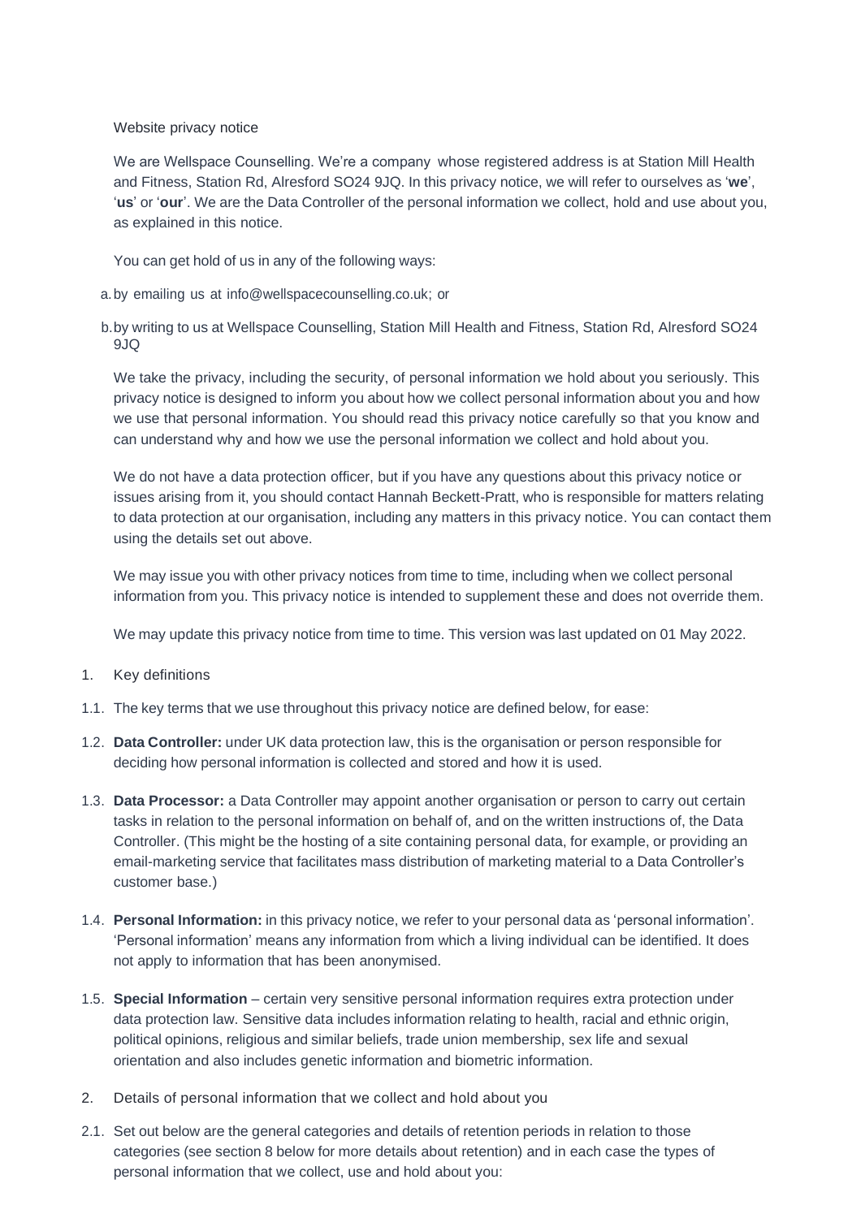# Website privacy notice

We are Wellspace Counselling. We're a company whose registered address is at Station Mill Health and Fitness, Station Rd, Alresford SO24 9JQ. In this privacy notice, we will refer to ourselves as '**we**', '**us**' or '**our**'. We are the Data Controller of the personal information we collect, hold and use about you, as explained in this notice.

You can get hold of us in any of the following ways:

a. by emailing us at info@wellspacecounselling.co.uk; or

b. by writing to us at Wellspace Counselling, Station Mill Health and Fitness, Station Rd, Alresford SO24 9JQ

We take the privacy, including the security, of personal information we hold about you seriously. This privacy notice is designed to inform you about how we collect personal information about you and how we use that personal information. You should read this privacy notice carefully so that you know and can understand why and how we use the personal information we collect and hold about you.

We do not have a data protection officer, but if you have any questions about this privacy notice or issues arising from it, you should contact Hannah Beckett-Pratt, who is responsible for matters relating to data protection at our organisation, including any matters in this privacy notice. You can contact them using the details set out above.

We may issue you with other privacy notices from time to time, including when we collect personal information from you. This privacy notice is intended to supplement these and does not override them.

We may update this privacy notice from time to time. This version was last updated on 01 May 2022.

## 1. Key definitions

1.1. The key terms that we use throughout this privacy notice are defined below, for ease:

1.2. **Data Controller:** under UK data protection law, this is the organisation or person responsible for deciding how personal information is collected and stored and how it is used.

1.3. **Data Processor:** a Data Controller may appoint another organisation or person to carry out certain tasks in relation to the personal information on behalf of, and on the written instructions of, the Data Controller. (This might be the hosting of a site containing personal data, for example, or providing an email-marketing service that facilitates mass distribution of marketing material to a Data Controller's customer base.)

1.4. **Personal Information:** in this privacy notice, we refer to your personal data as 'personal information'. 'Personal information' means any information from which a living individual can be identified. It does not apply to information that has been anonymised.

1.5. **Special Information** – certain very sensitive personal information requires extra protection under data protection law. Sensitive data includes information relating to health, racial and ethnic origin, political opinions, religious and similar beliefs, trade union membership, sex life and sexual orientation and also includes genetic information and biometric information.

## 2. Details of personal information that we collect and hold about you

2.1. Set out below are the general categories and details of retention periods in relation to those categories (see section 8 below for more details about retention) and in each case the types of personal information that we collect, use and hold about you: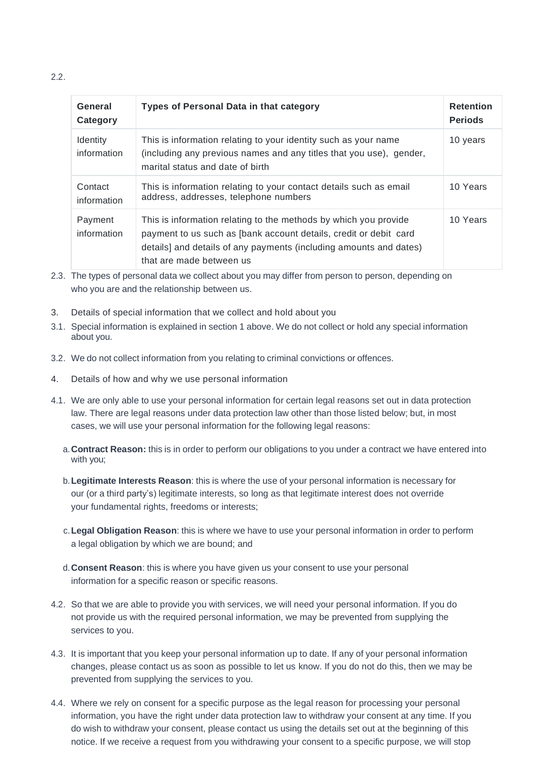2.2.

| General Category | Types of Personal Data in that category | Retention Periods |
| --- | --- | --- |
| Identity information | This is information relating to your identity such as your name (including any previous names and any titles that you use), gender, marital status and date of birth | 10 years |
| Contact information | This is information relating to your contact details such as email address, addresses, telephone numbers | 10 Years |
| Payment information | This is information relating to the methods by which you provide payment to us such as [bank account details, credit or debit card details] and details of any payments (including amounts and dates) that are made between us | 10 Years |

2.3. The types of personal data we collect about you may differ from person to person, depending on who you are and the relationship between us.

3. Details of special information that we collect and hold about you

3.1. Special information is explained in section 1 above. We do not collect or hold any special information about you.

3.2. We do not collect information from you relating to criminal convictions or offences.

4. Details of how and why we use personal information

4.1. We are only able to use your personal information for certain legal reasons set out in data protection law. There are legal reasons under data protection law other than those listed below; but, in most cases, we will use your personal information for the following legal reasons:

a. **Contract Reason:** this is in order to perform our obligations to you under a contract we have entered into with you;

b. **Legitimate Interests Reason**: this is where the use of your personal information is necessary for our (or a third party's) legitimate interests, so long as that legitimate interest does not override your fundamental rights, freedoms or interests;

c. **Legal Obligation Reason**: this is where we have to use your personal information in order to perform a legal obligation by which we are bound; and

d. **Consent Reason**: this is where you have given us your consent to use your personal information for a specific reason or specific reasons.

4.2. So that we are able to provide you with services, we will need your personal information. If you do not provide us with the required personal information, we may be prevented from supplying the services to you.

4.3. It is important that you keep your personal information up to date. If any of your personal information changes, please contact us as soon as possible to let us know. If you do not do this, then we may be prevented from supplying the services to you.

4.4. Where we rely on consent for a specific purpose as the legal reason for processing your personal information, you have the right under data protection law to withdraw your consent at any time. If you do wish to withdraw your consent, please contact us using the details set out at the beginning of this notice. If we receive a request from you withdrawing your consent to a specific purpose, we will stop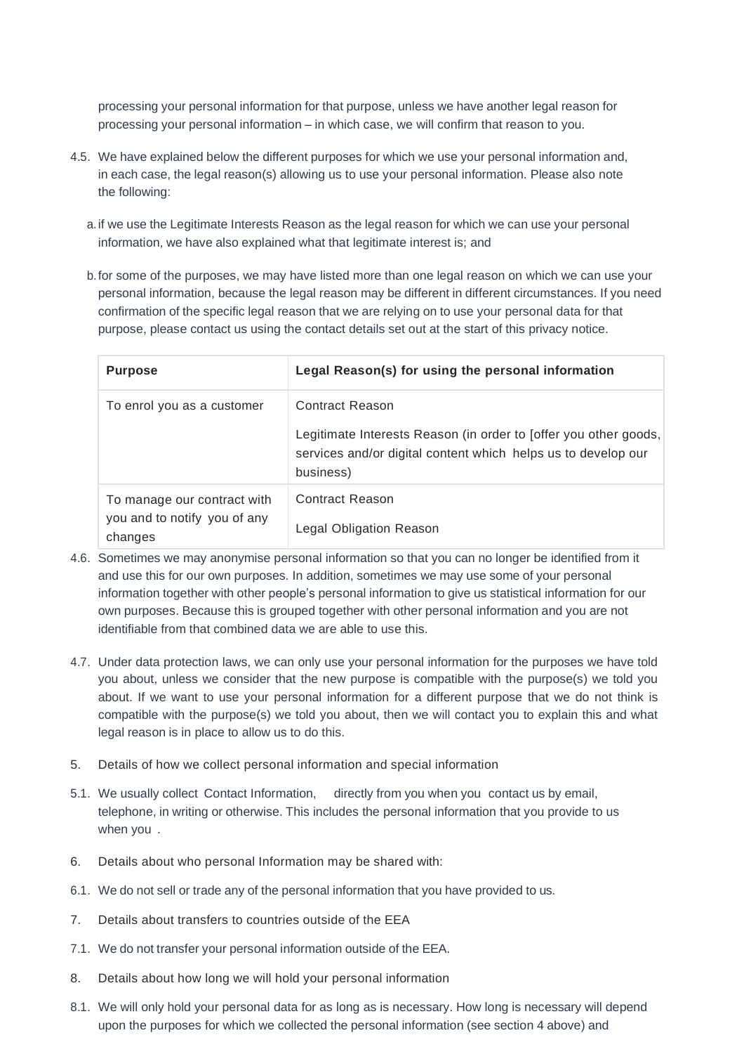processing your personal information for that purpose, unless we have another legal reason for processing your personal information – in which case, we will confirm that reason to you.

4.5. We have explained below the different purposes for which we use your personal information and, in each case, the legal reason(s) allowing us to use your personal information. Please also note the following:

a. if we use the Legitimate Interests Reason as the legal reason for which we can use your personal information, we have also explained what that legitimate interest is; and

b. for some of the purposes, we may have listed more than one legal reason on which we can use your personal information, because the legal reason may be different in different circumstances. If you need confirmation of the specific legal reason that we are relying on to use your personal data for that purpose, please contact us using the contact details set out at the start of this privacy notice.

| **Purpose** | **Legal Reason(s) for using the personal information** |
|---|---|
| To enrol you as a customer | Contract Reason<br><br>Legitimate Interests Reason (in order to [offer you other goods, services and/or digital content which helps us to develop our business) |
| To manage our contract with you and to notify you of any changes | Contract Reason<br><br>Legal Obligation Reason |

4.6. Sometimes we may anonymise personal information so that you can no longer be identified from it and use this for our own purposes. In addition, sometimes we may use some of your personal information together with other people's personal information to give us statistical information for our own purposes. Because this is grouped together with other personal information and you are not identifiable from that combined data we are able to use this.

4.7. Under data protection laws, we can only use your personal information for the purposes we have told you about, unless we consider that the new purpose is compatible with the purpose(s) we told you about. If we want to use your personal information for a different purpose that we do not think is compatible with the purpose(s) we told you about, then we will contact you to explain this and what legal reason is in place to allow us to do this.

5. Details of how we collect personal information and special information

5.1. We usually collect Contact Information, directly from you when you contact us by email, telephone, in writing or otherwise. This includes the personal information that you provide to us when you .

6. Details about who personal Information may be shared with:

6.1. We do not sell or trade any of the personal information that you have provided to us.

7. Details about transfers to countries outside of the EEA

7.1. We do not transfer your personal information outside of the EEA.

8. Details about how long we will hold your personal information

8.1. We will only hold your personal data for as long as is necessary. How long is necessary will depend upon the purposes for which we collected the personal information (see section 4 above) and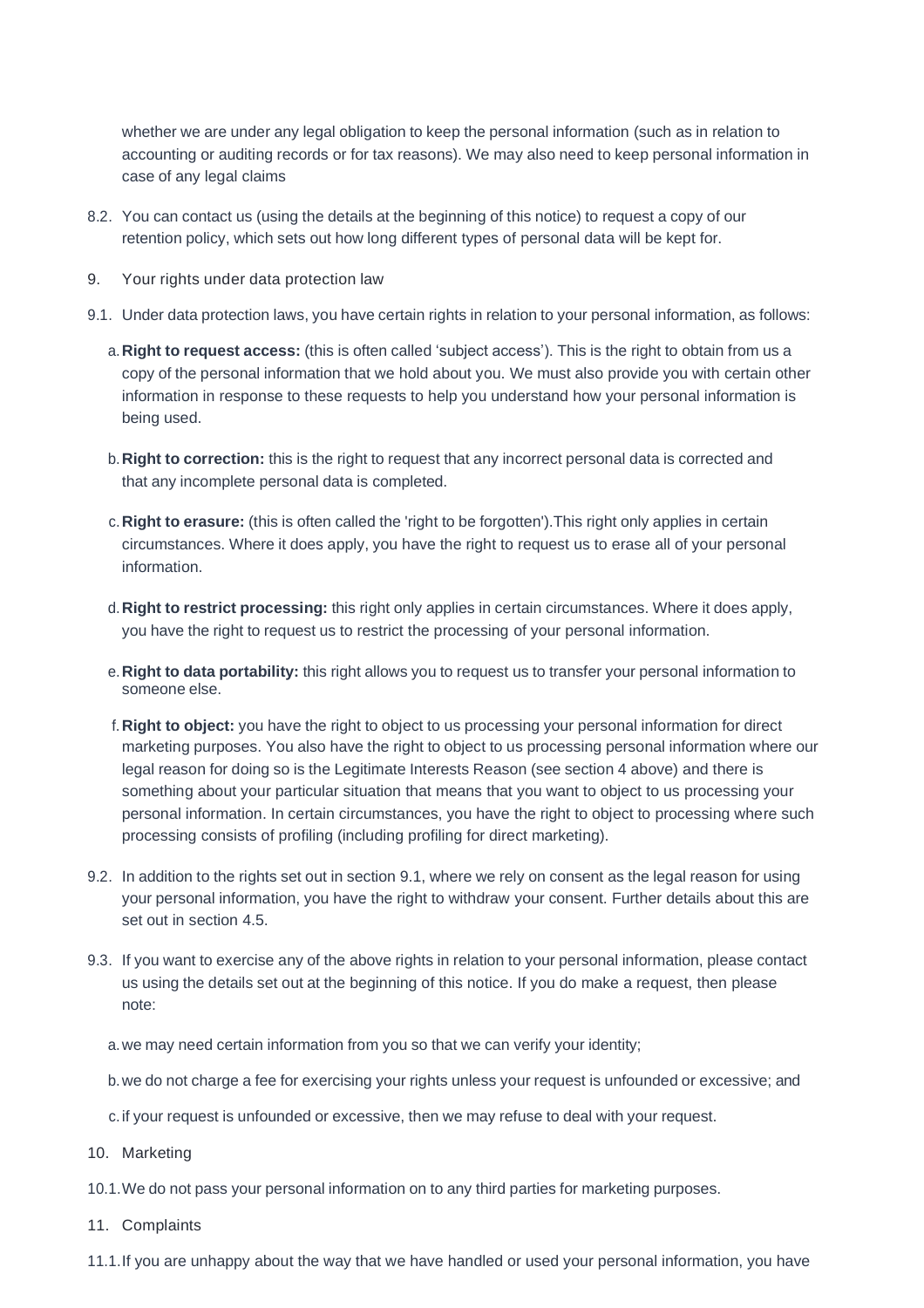whether we are under any legal obligation to keep the personal information (such as in relation to accounting or auditing records or for tax reasons). We may also need to keep personal information in case of any legal claims

8.2. You can contact us (using the details at the beginning of this notice) to request a copy of our retention policy, which sets out how long different types of personal data will be kept for.

## 9. Your rights under data protection law

9.1. Under data protection laws, you have certain rights in relation to your personal information, as follows:

a. **Right to request access:** (this is often called 'subject access'). This is the right to obtain from us a copy of the personal information that we hold about you. We must also provide you with certain other information in response to these requests to help you understand how your personal information is being used.

b. **Right to correction:** this is the right to request that any incorrect personal data is corrected and that any incomplete personal data is completed.

c. **Right to erasure:** (this is often called the 'right to be forgotten').This right only applies in certain circumstances. Where it does apply, you have the right to request us to erase all of your personal information.

d. **Right to restrict processing:** this right only applies in certain circumstances. Where it does apply, you have the right to request us to restrict the processing of your personal information.

e. **Right to data portability:** this right allows you to request us to transfer your personal information to someone else.

f. **Right to object:** you have the right to object to us processing your personal information for direct marketing purposes. You also have the right to object to us processing personal information where our legal reason for doing so is the Legitimate Interests Reason (see section 4 above) and there is something about your particular situation that means that you want to object to us processing your personal information. In certain circumstances, you have the right to object to processing where such processing consists of profiling (including profiling for direct marketing).

9.2. In addition to the rights set out in section 9.1, where we rely on consent as the legal reason for using your personal information, you have the right to withdraw your consent. Further details about this are set out in section 4.5.

9.3. If you want to exercise any of the above rights in relation to your personal information, please contact us using the details set out at the beginning of this notice. If you do make a request, then please note:

a. we may need certain information from you so that we can verify your identity;

b. we do not charge a fee for exercising your rights unless your request is unfounded or excessive; and

c. if your request is unfounded or excessive, then we may refuse to deal with your request.

## 10. Marketing

10.1. We do not pass your personal information on to any third parties for marketing purposes.

## 11. Complaints

11.1. If you are unhappy about the way that we have handled or used your personal information, you have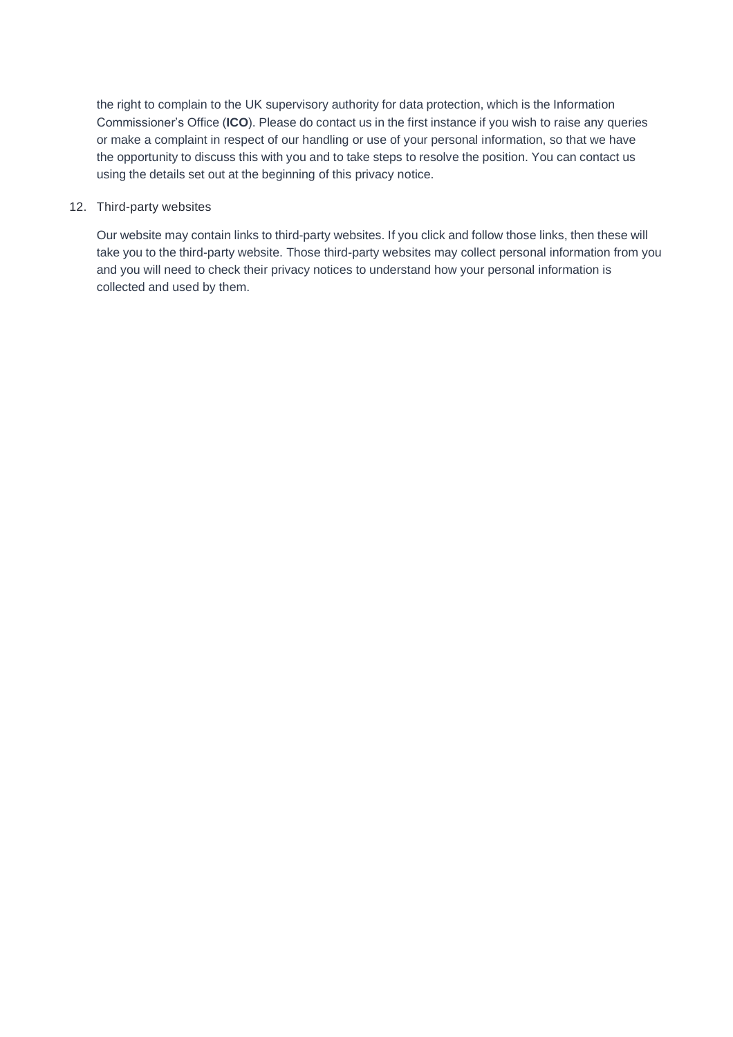the right to complain to the UK supervisory authority for data protection, which is the Information Commissioner's Office (**ICO**). Please do contact us in the first instance if you wish to raise any queries or make a complaint in respect of our handling or use of your personal information, so that we have the opportunity to discuss this with you and to take steps to resolve the position. You can contact us using the details set out at the beginning of this privacy notice.

12. Third-party websites

   Our website may contain links to third-party websites. If you click and follow those links, then these will take you to the third-party website. Those third-party websites may collect personal information from you and you will need to check their privacy notices to understand how your personal information is collected and used by them.